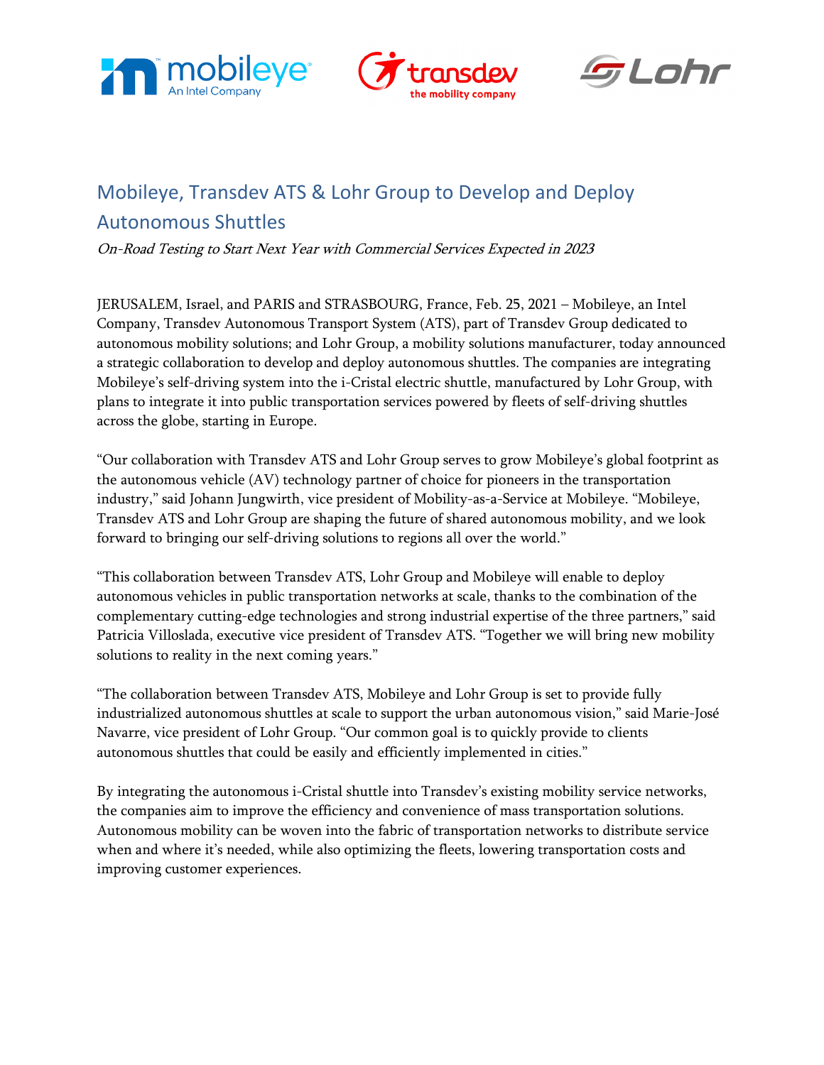# Mobileye, Transdev ATS & Lohr Group to Develop and Deploy Autonomous Shuttles

*On-Road Testing to Start Next Year with Commercial Services Expected in 2023*

JERUSALEM, Israel, and PARIS and STRASBOURG, France, Feb. 25, 2021 – Mobileye, an Intel Company, Transdev Autonomous Transport System (ATS), part of Transdev Group dedicated to autonomous mobility solutions; and Lohr Group, a mobility solutions manufacturer, today announced a strategic collaboration to develop and deploy autonomous shuttles. The companies are integrating Mobileye's self-driving system into the i-Cristal electric shuttle, manufactured by Lohr Group, with plans to integrate it into public transportation services powered by fleets of self-driving shuttles across the globe, starting in Europe.

"Our collaboration with Transdev ATS and Lohr Group serves to grow Mobileye's global footprint as the autonomous vehicle (AV) technology partner of choice for pioneers in the transportation industry," said Johann Jungwirth, vice president of Mobility-as-a-Service at Mobileye. "Mobileye, Transdev ATS and Lohr Group are shaping the future of shared autonomous mobility, and we look forward to bringing our self-driving solutions to regions all over the world."

"This collaboration between Transdev ATS, Lohr Group and Mobileye will enable to deploy autonomous vehicles in public transportation networks at scale, thanks to the combination of the complementary cutting-edge technologies and strong industrial expertise of the three partners," said Patricia Villoslada, executive vice president of Transdev ATS. "Together we will bring new mobility solutions to reality in the next coming years."

"The collaboration between Transdev ATS, Mobileye and Lohr Group is set to provide fully industrialized autonomous shuttles at scale to support the urban autonomous vision," said Marie-José Navarre, vice president of Lohr Group. "Our common goal is to quickly provide to clients autonomous shuttles that could be easily and efficiently implemented in cities."

By integrating the autonomous i-Cristal shuttle into Transdev's existing mobility service networks, the companies aim to improve the efficiency and convenience of mass transportation solutions. Autonomous mobility can be woven into the fabric of transportation networks to distribute service when and where it's needed, while also optimizing the fleets, lowering transportation costs and improving customer experiences.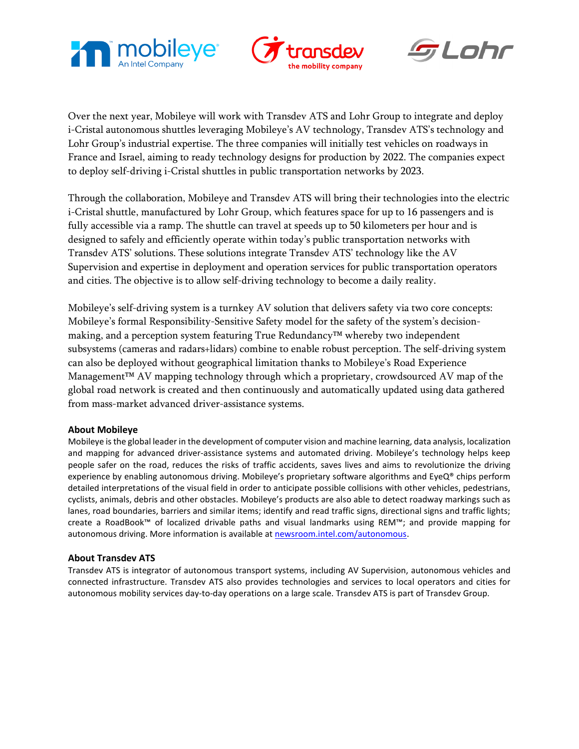Over the next year, Mobileye will work with Transdev ATS and Lohr Group to integrate and deploy i-Cristal autonomous shuttles leveraging Mobileye's AV technology, Transdev ATS's technology and Lohr Group's industrial expertise. The three companies will initially test vehicles on roadways in France and Israel, aiming to ready technology designs for production by 2022. The companies expect to deploy self-driving i-Cristal shuttles in public transportation networks by 2023.

Through the collaboration, Mobileye and Transdev ATS will bring their technologies into the electric i-Cristal shuttle, manufactured by Lohr Group, which features space for up to 16 passengers and is fully accessible via a ramp. The shuttle can travel at speeds up to 50 kilometers per hour and is designed to safely and efficiently operate within today's public transportation networks with Transdev ATS' solutions. These solutions integrate Transdev ATS' technology like the AV Supervision and expertise in deployment and operation services for public transportation operators and cities. The objective is to allow self-driving technology to become a daily reality.

Mobileye's self-driving system is a turnkey AV solution that delivers safety via two core concepts: Mobileye's formal Responsibility-Sensitive Safety model for the safety of the system's decision-making, and a perception system featuring True Redundancy™ whereby two independent subsystems (cameras and radars+lidars) combine to enable robust perception. The self-driving system can also be deployed without geographical limitation thanks to Mobileye's Road Experience Management™ AV mapping technology through which a proprietary, crowdsourced AV map of the global road network is created and then continuously and automatically updated using data gathered from mass-market advanced driver-assistance systems.

**About Mobileye**

Mobileye is the global leader in the development of computer vision and machine learning, data analysis, localization and mapping for advanced driver-assistance systems and automated driving. Mobileye's technology helps keep people safer on the road, reduces the risks of traffic accidents, saves lives and aims to revolutionize the driving experience by enabling autonomous driving. Mobileye's proprietary software algorithms and EyeQ® chips perform detailed interpretations of the visual field in order to anticipate possible collisions with other vehicles, pedestrians, cyclists, animals, debris and other obstacles. Mobileye's products are also able to detect roadway markings such as lanes, road boundaries, barriers and similar items; identify and read traffic signs, directional signs and traffic lights; create a RoadBook™ of localized drivable paths and visual landmarks using REM™; and provide mapping for autonomous driving. More information is available at [newsroom.intel.com/autonomous](newsroom.intel.com/autonomous).

**About Transdev ATS**

Transdev ATS is integrator of autonomous transport systems, including AV Supervision, autonomous vehicles and connected infrastructure. Transdev ATS also provides technologies and services to local operators and cities for autonomous mobility services day-to-day operations on a large scale. Transdev ATS is part of Transdev Group.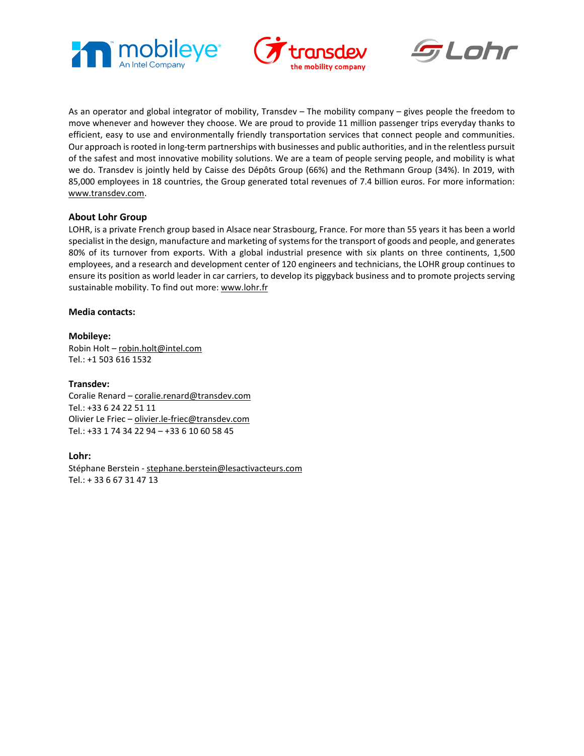As an operator and global integrator of mobility, Transdev – The mobility company – gives people the freedom to move whenever and however they choose. We are proud to provide 11 million passenger trips everyday thanks to efficient, easy to use and environmentally friendly transportation services that connect people and communities. Our approach is rooted in long-term partnerships with businesses and public authorities, and in the relentless pursuit of the safest and most innovative mobility solutions. We are a team of people serving people, and mobility is what we do. Transdev is jointly held by Caisse des Dépôts Group (66%) and the Rethmann Group (34%). In 2019, with 85,000 employees in 18 countries, the Group generated total revenues of 7.4 billion euros. For more information: www.transdev.com.

**About Lohr Group**

LOHR, is a private French group based in Alsace near Strasbourg, France. For more than 55 years it has been a world specialist in the design, manufacture and marketing of systems for the transport of goods and people, and generates 80% of its turnover from exports. With a global industrial presence with six plants on three continents, 1,500 employees, and a research and development center of 120 engineers and technicians, the LOHR group continues to ensure its position as world leader in car carriers, to develop its piggyback business and to promote projects serving sustainable mobility. To find out more: www.lohr.fr

**Media contacts:**

**Mobileye:**
Robin Holt – robin.holt@intel.com
Tel.: +1 503 616 1532

**Transdev:**
Coralie Renard – coralie.renard@transdev.com
Tel.: +33 6 24 22 51 11
Olivier Le Friec – olivier.le-friec@transdev.com
Tel.: +33 1 74 34 22 94 – +33 6 10 60 58 45

**Lohr:**
Stéphane Berstein - stephane.berstein@lesactivacteurs.com
Tel.: + 33 6 67 31 47 13